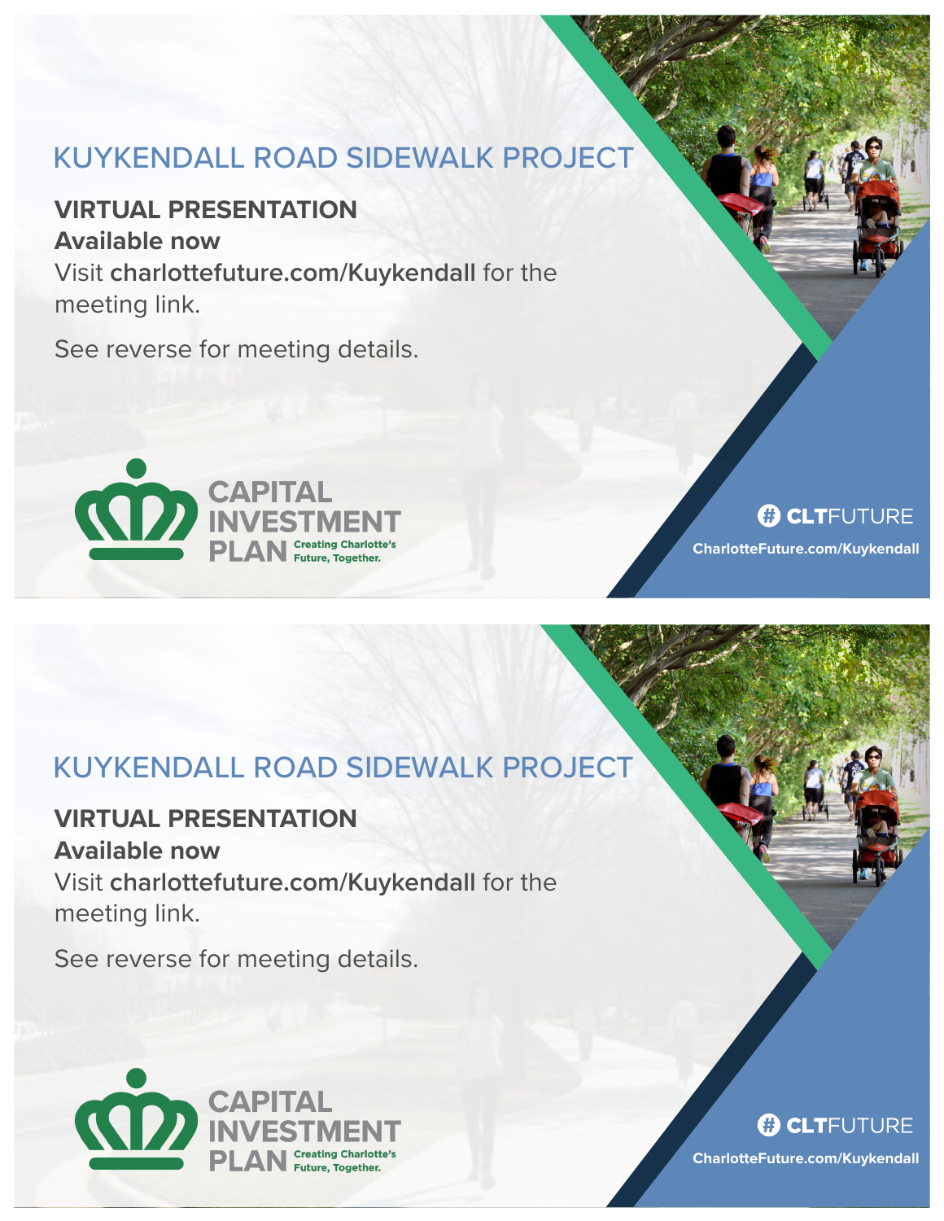## KUYKENDALL ROAD SIDEWALK PROJECT

**VIRTUAL PRESENTATION**
**Available now**
Visit **charlottefuture.com/Kuykendall** for the meeting link.

See reverse for meeting details.

CAPITAL INVESTMENT PLAN
Creating Charlotte's Future, Together.

# CLTFUTURE
CharlotteFuture.com/Kuykendall

## KUYKENDALL ROAD SIDEWALK PROJECT

**VIRTUAL PRESENTATION**
**Available now**
Visit **charlottefuture.com/Kuykendall** for the meeting link.

See reverse for meeting details.

CAPITAL INVESTMENT PLAN
Creating Charlotte's Future, Together.

# CLTFUTURE
CharlotteFuture.com/Kuykendall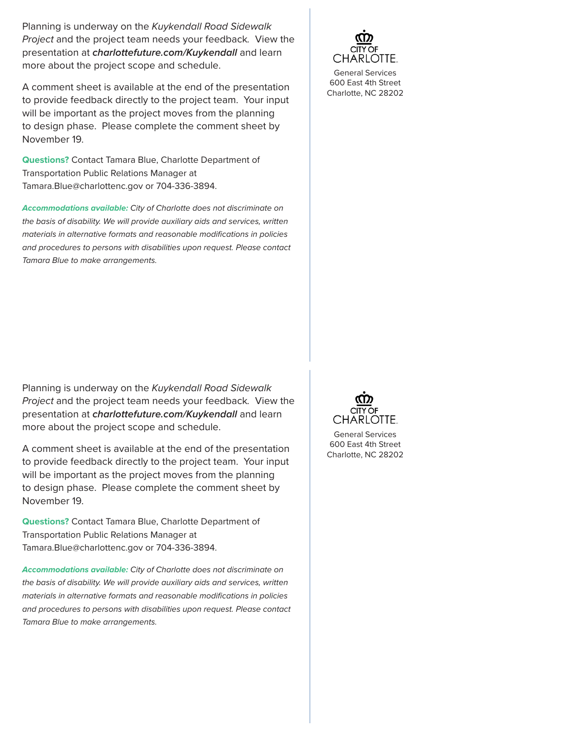Planning is underway on the *Kuykendall Road Sidewalk Project* and the project team needs your feedback. View the presentation at ***charlottefuture.com/Kuykendall*** and learn more about the project scope and schedule.

A comment sheet is available at the end of the presentation to provide feedback directly to the project team. Your input will be important as the project moves from the planning to design phase. Please complete the comment sheet by November 19.

**Questions?** Contact Tamara Blue, Charlotte Department of Transportation Public Relations Manager at Tamara.Blue@charlottenc.gov or 704-336-3894.

***Accommodations available:*** *City of Charlotte does not discriminate on the basis of disability. We will provide auxiliary aids and services, written materials in alternative formats and reasonable modifications in policies and procedures to persons with disabilities upon request. Please contact Tamara Blue to make arrangements.*

CITY OF CHARLOTTE

General Services
600 East 4th Street
Charlotte, NC 28202

Planning is underway on the *Kuykendall Road Sidewalk Project* and the project team needs your feedback. View the presentation at ***charlottefuture.com/Kuykendall*** and learn more about the project scope and schedule.

A comment sheet is available at the end of the presentation to provide feedback directly to the project team. Your input will be important as the project moves from the planning to design phase. Please complete the comment sheet by November 19.

**Questions?** Contact Tamara Blue, Charlotte Department of Transportation Public Relations Manager at Tamara.Blue@charlottenc.gov or 704-336-3894.

***Accommodations available:*** *City of Charlotte does not discriminate on the basis of disability. We will provide auxiliary aids and services, written materials in alternative formats and reasonable modifications in policies and procedures to persons with disabilities upon request. Please contact Tamara Blue to make arrangements.*

CITY OF CHARLOTTE

General Services
600 East 4th Street
Charlotte, NC 28202